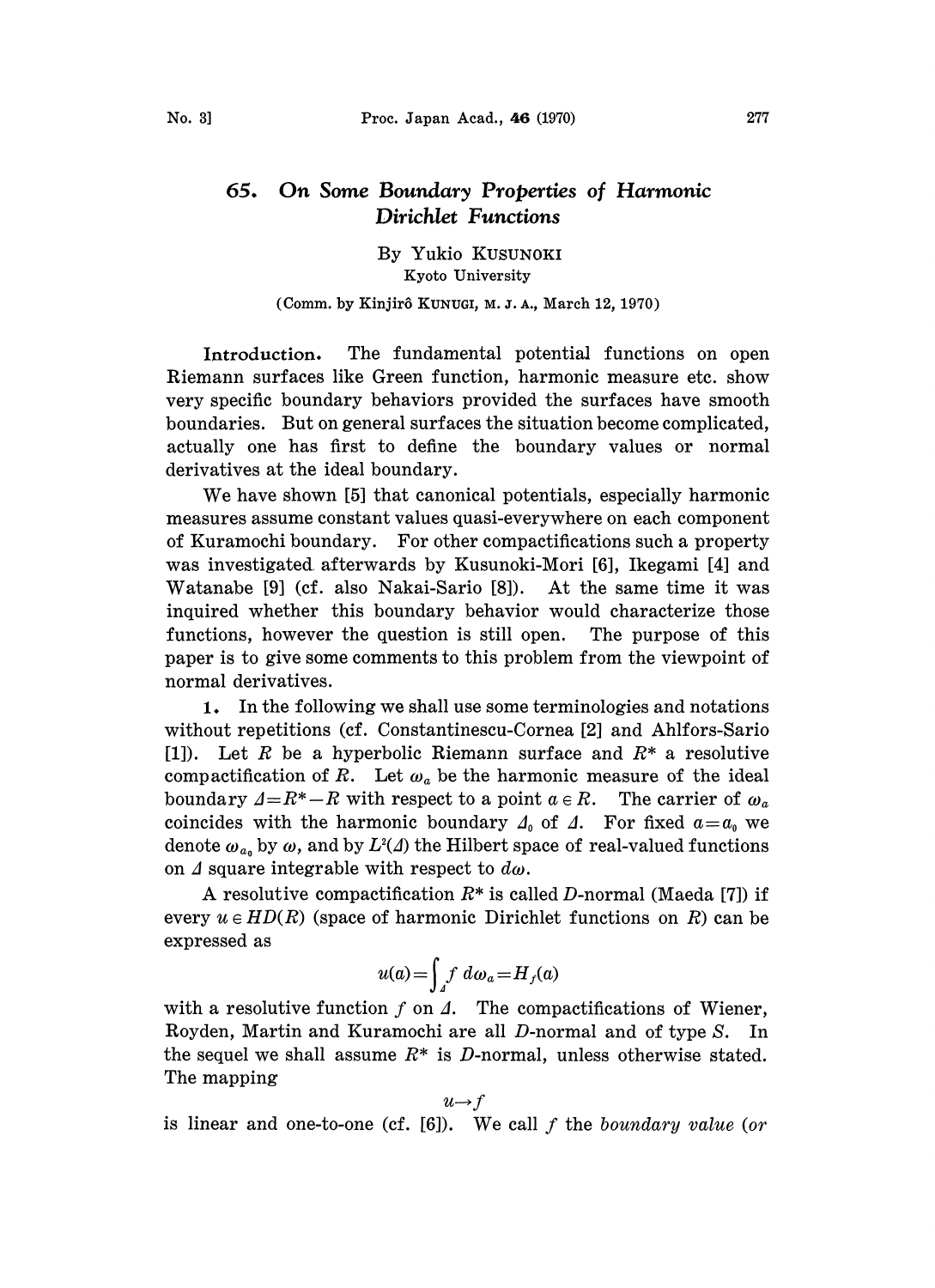# 65. On Some Boundary Properties of Harmonic Dirichlet Functions

By Yukio KUSUNOKI

Kyoto University

(Comm. by Kinjirô KUNUGI, M. J. A., March 12, 1970)

**Introduction.** The fundamental potential functions on open Riemann surfaces like Green function, harmonic measure etc. show very specific boundary behaviors provided the surfaces have smooth boundaries. But on general surfaces the situation become complicated, actually one has first to define the boundary values or normal derivatives at the ideal boundary.

We have shown [5] that canonical potentials, especially harmonic measures assume constant values quasi-everywhere on each component of Kuramochi boundary. For other compactifications such a property was investigated afterwards by Kusunoki-Mori [6], Ikegami [4] and Watanabe [9] (cf. also Nakai-Sario [8]). At the same time it was inquired whether this boundary behavior would characterize those functions, however the question is still open. The purpose of this paper is to give some comments to this problem from the viewpoint of normal derivatives.

**1.** In the following we shall use some terminologies and notations without repetitions (cf. Constantinescu-Cornea [2] and Ahlfors-Sario [1]). Let $R$ be a hyperbolic Riemann surface and $R^*$ a resolutive compactification of $R$. Let $\omega_a$ be the harmonic measure of the ideal boundary $\Delta = R^* - R$ with respect to a point $a \in R$. The carrier of $\omega_a$ coincides with the harmonic boundary $\Delta_0$ of $\Delta$. For fixed $a = a_0$ we denote $\omega_{a_0}$ by $\omega$, and by $L^2(\Delta)$ the Hilbert space of real-valued functions on $\Delta$ square integrable with respect to $d\omega$.

A resolutive compactification $R^*$ is called $D$-normal (Maeda [7]) if every $u \in HD(R)$ (space of harmonic Dirichlet functions on $R$) can be expressed as

$$u(a) = \int_{\Delta} f \, d\omega_a = H_f(a)$$

with a resolutive function $f$ on $\Delta$. The compactifications of Wiener, Royden, Martin and Kuramochi are all $D$-normal and of type $S$. In the sequel we shall assume $R^*$ is $D$-normal, unless otherwise stated. The mapping

$$u \to f$$

is linear and one-to-one (cf. [6]). We call $f$ the *boundary value* (*or*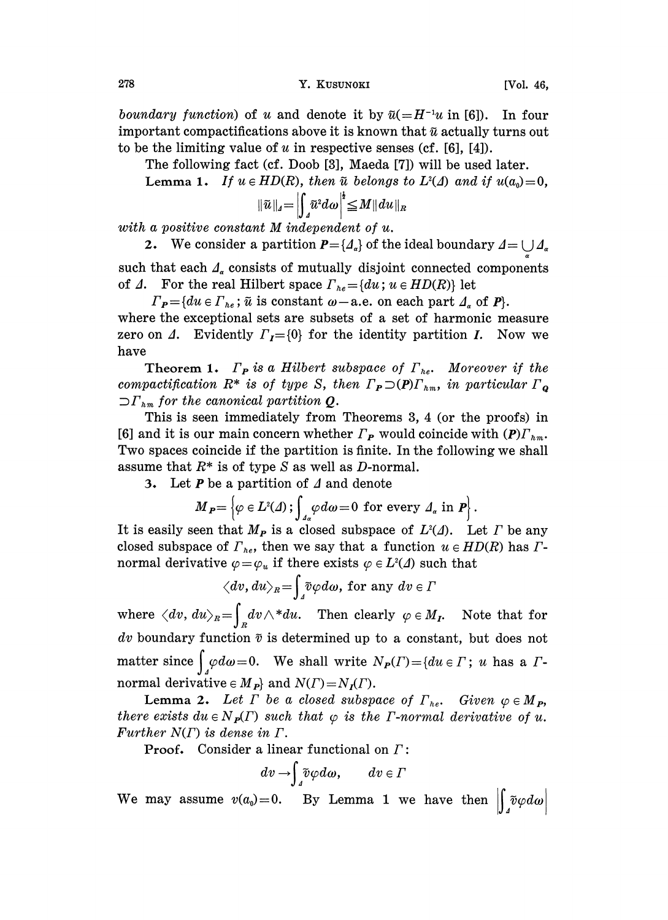*boundary function*) of $u$ and denote it by $\tilde{u}(=H^{-1}u$ in [6]). In four important compactifications above it is known that $\tilde{u}$ actually turns out to be the limiting value of $u$ in respective senses (cf. [6], [4]).

The following fact (cf. Doob [3], Maeda [7]) will be used later.

**Lemma 1.** *If $u \in HD(R)$, then $\tilde{u}$ belongs to $L^2(\varDelta)$ and if $u(a_0)=0$,*

$$\|\tilde{u}\|_\varDelta = \left|\int_\varDelta \tilde{u}^2 d\omega\right|^{\frac{1}{2}} \leqq M\|du\|_R$$

*with a positive constant $M$ independent of $u$.*

**2.** We consider a partition $\boldsymbol{P}=\{\varDelta_\alpha\}$ of the ideal boundary $\varDelta=\bigcup_\alpha \varDelta_\alpha$ such that each $\varDelta_\alpha$ consists of mutually disjoint connected components of $\varDelta$. For the real Hilbert space $\Gamma_{he}=\{du\,;\, u \in HD(R)\}$ let

$\Gamma_{\boldsymbol{P}}=\{du \in \Gamma_{he}\,;\, \tilde{u}$ is constant $\omega-$a.e. on each part $\varDelta_\alpha$ of $\boldsymbol{P}\}$.

where the exceptional sets are subsets of a set of harmonic measure zero on $\varDelta$. Evidently $\Gamma_{\boldsymbol{I}}=\{0\}$ for the identity partition $\boldsymbol{I}$. Now we have

**Theorem 1.** *$\Gamma_{\boldsymbol{P}}$ is a Hilbert subspace of $\Gamma_{he}$. Moreover if the compactification $R^*$ is of type $S$, then $\Gamma_{\boldsymbol{P}} \supset (\boldsymbol{P})\Gamma_{hm}$, in particular $\Gamma_{\boldsymbol{Q}} \supset \Gamma_{hm}$ for the canonical partition $\boldsymbol{Q}$.*

This is seen immediately from Theorems 3, 4 (or the proofs) in [6] and it is our main concern whether $\Gamma_{\boldsymbol{P}}$ would coincide with $(\boldsymbol{P})\Gamma_{hm}$. Two spaces coincide if the partition is finite. In the following we shall assume that $R^*$ is of type $S$ as well as $D$-normal.

**3.** Let $\boldsymbol{P}$ be a partition of $\varDelta$ and denote

$$M_{\boldsymbol{P}}=\left\{\varphi \in L^2(\varDelta)\,;\, \int_{\varDelta_\alpha}\varphi d\omega=0 \text{ for every } \varDelta_\alpha \text{ in } \boldsymbol{P}\right\}.$$

It is easily seen that $M_{\boldsymbol{P}}$ is a closed subspace of $L^2(\varDelta)$. Let $\Gamma$ be any closed subspace of $\Gamma_{he}$, then we say that a function $u \in HD(R)$ has $\Gamma$-normal derivative $\varphi=\varphi_u$ if there exists $\varphi \in L^2(\varDelta)$ such that

$$\langle dv, du\rangle_R=\int_\varDelta \tilde{v}\varphi d\omega, \text{ for any } dv \in \Gamma$$

where $\langle dv, du\rangle_R=\int_R dv \wedge {}^*du$. Then clearly $\varphi \in M_{\boldsymbol{I}}$. Note that for $dv$ boundary function $\tilde{v}$ is determined up to a constant, but does not matter since $\int_\varDelta \varphi d\omega=0$. We shall write $N_{\boldsymbol{P}}(\Gamma)=\{du \in \Gamma\,;\, u$ has a $\Gamma$-normal derivative $\in M_{\boldsymbol{P}}\}$ and $N(\Gamma)=N_{\boldsymbol{I}}(\Gamma)$.

**Lemma 2.** *Let $\Gamma$ be a closed subspace of $\Gamma_{he}$. Given $\varphi \in M_{\boldsymbol{P}}$, there exists $du \in N_{\boldsymbol{P}}(\Gamma)$ such that $\varphi$ is the $\Gamma$-normal derivative of $u$. Further $N(\Gamma)$ is dense in $\Gamma$.*

**Proof.** Consider a linear functional on $\Gamma$:

$$dv \to \int_\varDelta \tilde{v}\varphi d\omega, \qquad dv \in \Gamma$$

We may assume $v(a_0)=0$. By Lemma 1 we have then $\left|\int_\varDelta \tilde{v}\varphi d\omega\right|$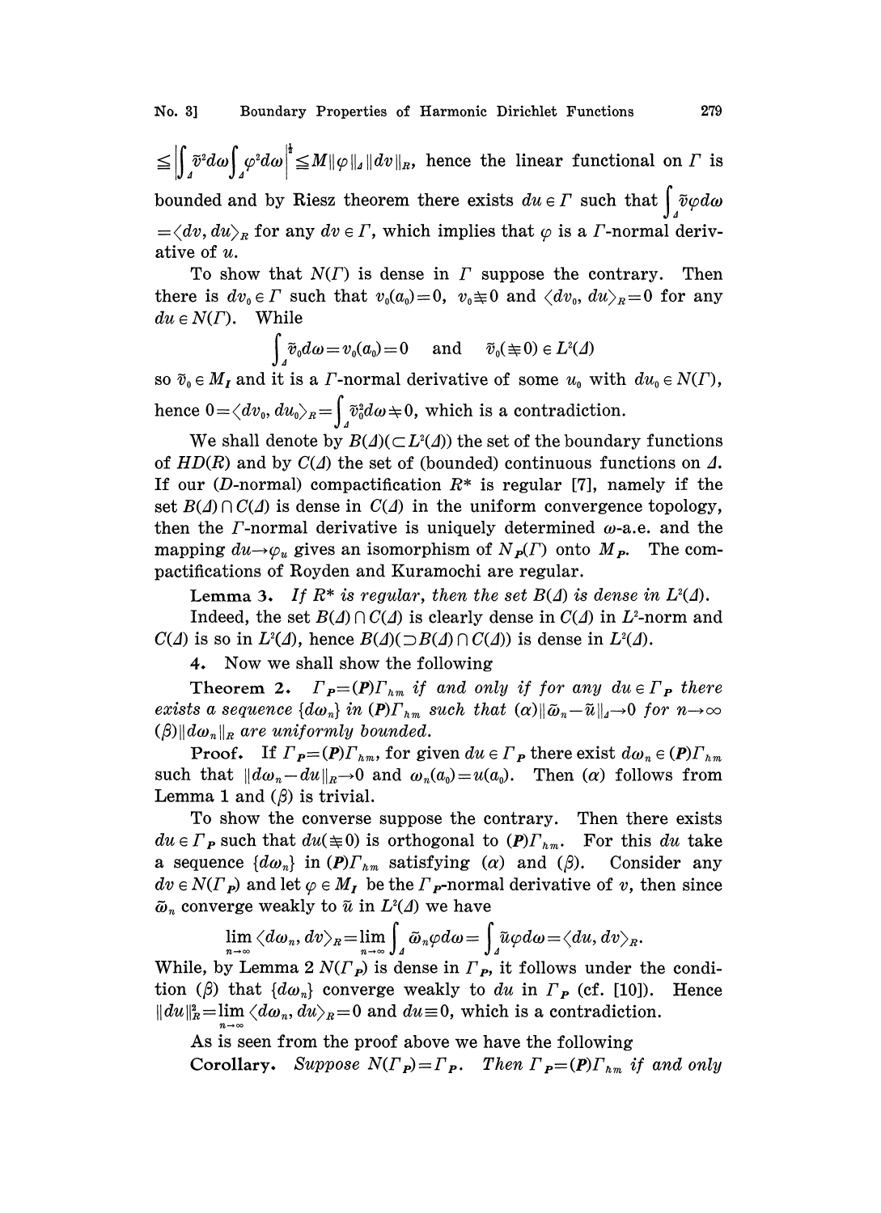$\leq \left|\int_\Delta \tilde{v}^2 d\omega \int_\Delta \varphi^2 d\omega\right|^{\frac{1}{2}} \leq M \|\varphi\|_\Delta \|dv\|_R$, hence the linear functional on $\Gamma$ is bounded and by Riesz theorem there exists $du \in \Gamma$ such that $\int_\Delta \tilde{v}\varphi d\omega = \langle dv, du \rangle_R$ for any $dv \in \Gamma$, which implies that $\varphi$ is a $\Gamma$-normal derivative of $u$.

To show that $N(\Gamma)$ is dense in $\Gamma$ suppose the contrary. Then there is $dv_0 \in \Gamma$ such that $v_0(a_0)=0$, $v_0 \not\equiv 0$ and $\langle dv_0, du \rangle_R = 0$ for any $du \in N(\Gamma)$. While

$$\int_\Delta \tilde{v}_0 d\omega = v_0(a_0) = 0 \quad \text{and} \quad \tilde{v}_0(\not\equiv 0) \in L^2(\Delta)$$

so $\tilde{v}_0 \in M_I$ and it is a $\Gamma$-normal derivative of some $u_0$ with $du_0 \in N(\Gamma)$, hence $0 = \langle dv_0, du_0 \rangle_R = \int_\Delta \tilde{v}_0^2 d\omega \not= 0$, which is a contradiction.

We shall denote by $B(\Delta)(\subset L^2(\Delta))$ the set of the boundary functions of $HD(R)$ and by $C(\Delta)$ the set of (bounded) continuous functions on $\Delta$. If our ($D$-normal) compactification $R^*$ is regular [7], namely if the set $B(\Delta) \cap C(\Delta)$ is dense in $C(\Delta)$ in the uniform convergence topology, then the $\Gamma$-normal derivative is uniquely determined $\omega$-a.e. and the mapping $du \rightarrow \varphi_u$ gives an isomorphism of $N_P(\Gamma)$ onto $M_P$. The compactifications of Royden and Kuramochi are regular.

**Lemma 3.** *If $R^*$ is regular, then the set $B(\Delta)$ is dense in $L^2(\Delta)$.*

Indeed, the set $B(\Delta) \cap C(\Delta)$ is clearly dense in $C(\Delta)$ in $L^2$-norm and $C(\Delta)$ is so in $L^2(\Delta)$, hence $B(\Delta)(\supset B(\Delta) \cap C(\Delta))$ is dense in $L^2(\Delta)$.

**4.** Now we shall show the following

**Theorem 2.** *$\Gamma_P = (P)\Gamma_{hm}$ if and only if for any $du \in \Gamma_P$ there exists a sequence $\{d\omega_n\}$ in $(P)\Gamma_{hm}$ such that $(\alpha) \|\tilde{\omega}_n - \tilde{u}\|_\Delta \rightarrow 0$ for $n \rightarrow \infty$ $(\beta) \|d\omega_n\|_R$ are uniformly bounded.*

**Proof.** If $\Gamma_P = (P)\Gamma_{hm}$, for given $du \in \Gamma_P$ there exist $d\omega_n \in (P)\Gamma_{hm}$ such that $\|d\omega_n - du\|_R \rightarrow 0$ and $\omega_n(a_0) = u(a_0)$. Then $(\alpha)$ follows from Lemma 1 and $(\beta)$ is trivial.

To show the converse suppose the contrary. Then there exists $du \in \Gamma_P$ such that $du(\not\equiv 0)$ is orthogonal to $(P)\Gamma_{hm}$. For this $du$ take a sequence $\{d\omega_n\}$ in $(P)\Gamma_{hm}$ satisfying $(\alpha)$ and $(\beta)$. Consider any $dv \in N(\Gamma_P)$ and let $\varphi \in M_I$ be the $\Gamma_P$-normal derivative of $v$, then since $\tilde{\omega}_n$ converge weakly to $\tilde{u}$ in $L^2(\Delta)$ we have

$$\lim_{n\rightarrow\infty} \langle d\omega_n, dv \rangle_R = \lim_{n\rightarrow\infty} \int_\Delta \tilde{\omega}_n \varphi d\omega = \int_\Delta \tilde{u}\varphi d\omega = \langle du, dv \rangle_R.$$

While, by Lemma 2 $N(\Gamma_P)$ is dense in $\Gamma_P$, it follows under the condition $(\beta)$ that $\{d\omega_n\}$ converge weakly to $du$ in $\Gamma_P$ (cf. [10]). Hence $\|du\|_R^2 = \lim_{n\rightarrow\infty} \langle d\omega_n, du \rangle_R = 0$ and $du \equiv 0$, which is a contradiction.

As is seen from the proof above we have the following

**Corollary.** *Suppose $N(\Gamma_P) = \Gamma_P$. Then $\Gamma_P = (P)\Gamma_{hm}$ if and only*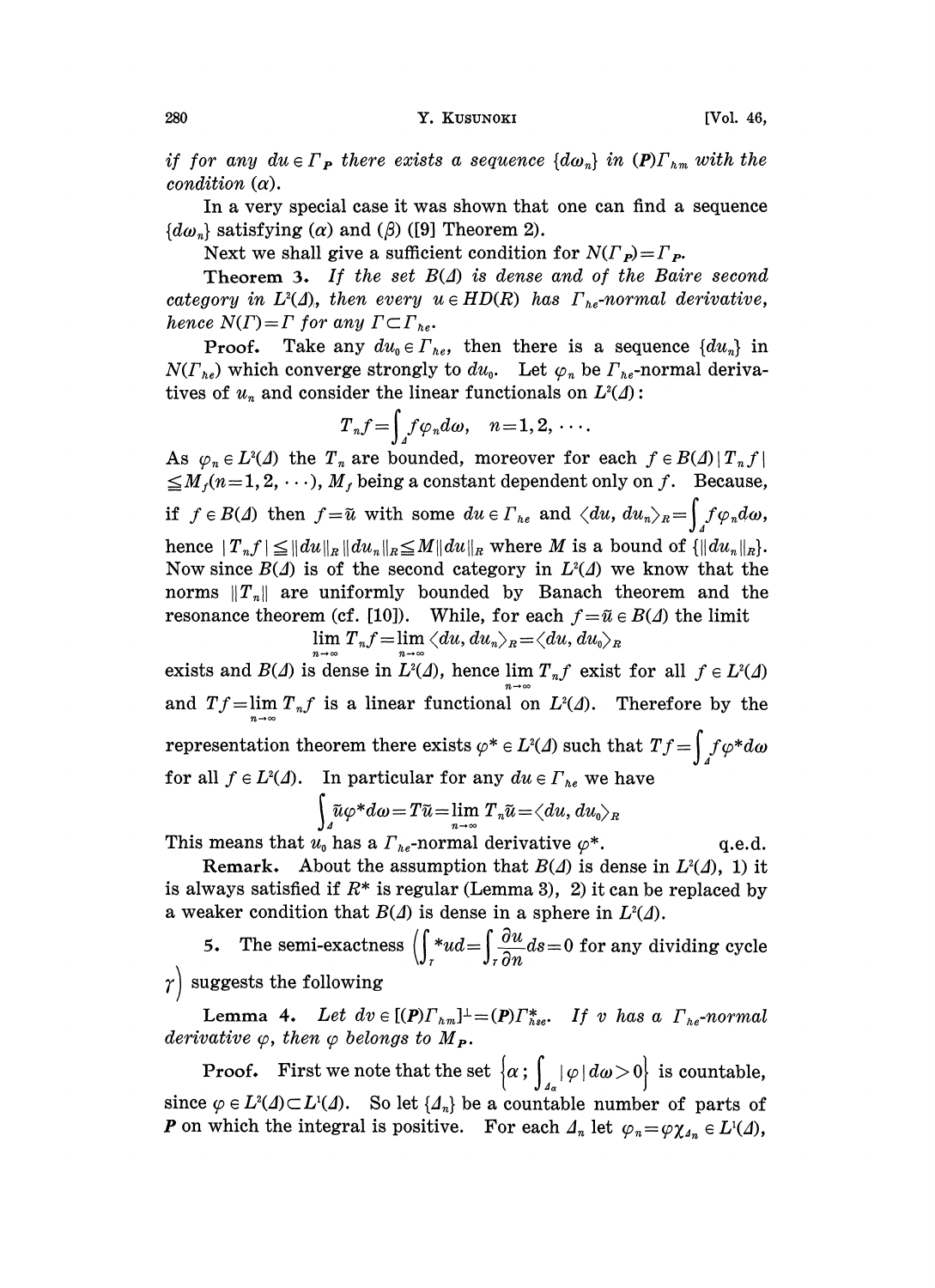*if for any $du \in \Gamma_P$ there exists a sequence $\{d\omega_n\}$ in $(P)\Gamma_{hm}$ with the condition* $(\alpha)$.

In a very special case it was shown that one can find a sequence $\{d\omega_n\}$ satisfying $(\alpha)$ and $(\beta)$ ([9] Theorem 2).

Next we shall give a sufficient condition for $N(\Gamma_P)=\Gamma_P$.

**Theorem 3.** *If the set $B(\Delta)$ is dense and of the Baire second category in $L^2(\Delta)$, then every $u \in HD(R)$ has $\Gamma_{he}$-normal derivative, hence $N(\Gamma)=\Gamma$ for any $\Gamma \subset \Gamma_{he}$.*

**Proof.** Take any $du_0 \in \Gamma_{he}$, then there is a sequence $\{du_n\}$ in $N(\Gamma_{he})$ which converge strongly to $du_0$. Let $\varphi_n$ be $\Gamma_{he}$-normal derivatives of $u_n$ and consider the linear functionals on $L^2(\Delta)$:

$$T_n f = \int_\Delta f \varphi_n d\omega, \quad n=1,2,\cdots.$$

As $\varphi_n \in L^2(\Delta)$ the $T_n$ are bounded, moreover for each $f \in B(\Delta)$ $|T_n f| \leqq M_f (n=1,2,\cdots)$, $M_f$ being a constant dependent only on $f$. Because, if $f \in B(\Delta)$ then $f=\tilde{u}$ with some $du \in \Gamma_{he}$ and $\langle du, du_n\rangle_R = \int_\Delta f\varphi_n d\omega$, hence $|T_n f| \leqq \|du\|_R \|du_n\|_R \leqq M\|du\|_R$ where $M$ is a bound of $\{\|du_n\|_R\}$. Now since $B(\Delta)$ is of the second category in $L^2(\Delta)$ we know that the norms $\|T_n\|$ are uniformly bounded by Banach theorem and the resonance theorem (cf. [10]). While, for each $f=\tilde{u} \in B(\Delta)$ the limit

$$\lim_{n\to\infty} T_n f = \lim_{n\to\infty} \langle du, du_n\rangle_R = \langle du, du_0\rangle_R$$

exists and $B(\Delta)$ is dense in $L^2(\Delta)$, hence $\lim_{n\to\infty} T_n f$ exist for all $f \in L^2(\Delta)$ and $Tf = \lim_{n\to\infty} T_n f$ is a linear functional on $L^2(\Delta)$. Therefore by the representation theorem there exists $\varphi^* \in L^2(\Delta)$ such that $Tf = \int_\Delta f\varphi^* d\omega$ for all $f \in L^2(\Delta)$. In particular for any $du \in \Gamma_{he}$ we have

$$\int_\Delta \tilde{u}\varphi^* d\omega = T\tilde{u} = \lim_{n\to\infty} T_n \tilde{u} = \langle du, du_0\rangle_R$$

This means that $u_0$ has a $\Gamma_{he}$-normal derivative $\varphi^*$. q.e.d.

**Remark.** About the assumption that $B(\Delta)$ is dense in $L^2(\Delta)$, 1) it is always satisfied if $R^*$ is regular (Lemma 3), 2) it can be replaced by a weaker condition that $B(\Delta)$ is dense in a sphere in $L^2(\Delta)$.

**5.** The semi-exactness $\left(\int_\gamma {}^*du = \int_\gamma \frac{\partial u}{\partial n} ds = 0\right.$ for any dividing cycle $\left.\gamma\right)$ suggests the following

**Lemma 4.** *Let $dv \in [(P)\Gamma_{hm}]^\perp = (P)\Gamma^*_{hse}$. If $v$ has a $\Gamma_{he}$-normal derivative $\varphi$, then $\varphi$ belongs to $M_P$.*

**Proof.** First we note that the set $\left\{\alpha\,;\, \int_{\Delta_\alpha} |\varphi| d\omega > 0\right\}$ is countable, since $\varphi \in L^2(\Delta) \subset L^1(\Delta)$. So let $\{\Delta_n\}$ be a countable number of parts of $P$ on which the integral is positive. For each $\Delta_n$ let $\varphi_n = \varphi\chi_{\Delta_n} \in L^1(\Delta)$,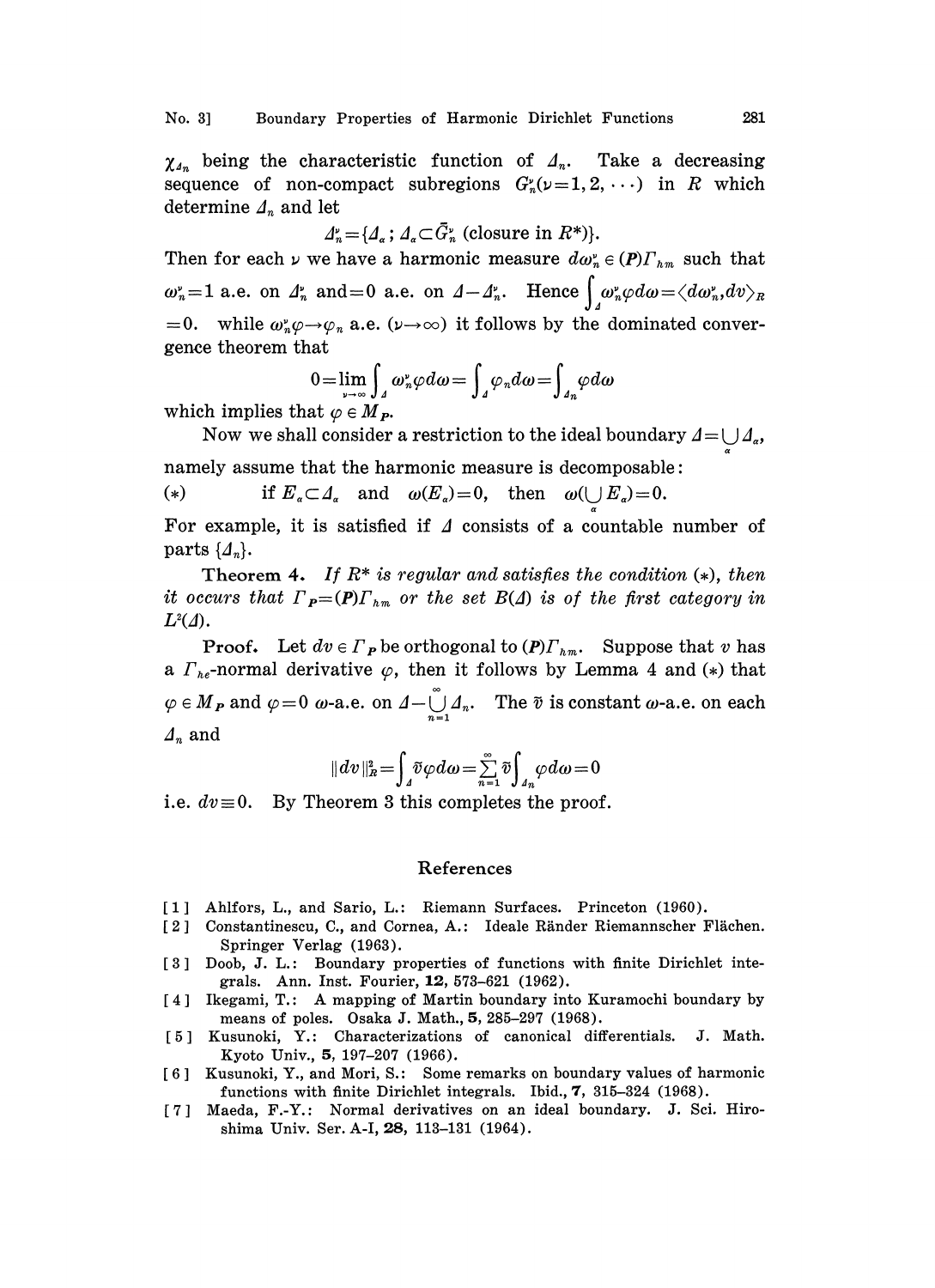$\chi_{\Delta_n}$ being the characteristic function of $\Delta_n$. Take a decreasing sequence of non-compact subregions $G_n^\nu(\nu=1,2,\cdots)$ in $R$ which determine $\Delta_n$ and let

$$\Delta_n^\nu=\{\Delta_\alpha;\ \Delta_\alpha\subset\bar{G}_n^\nu \text{ (closure in } R^*)\}.$$

Then for each $\nu$ we have a harmonic measure $d\omega_n^\nu\in(\boldsymbol{P})\Gamma_{hm}$ such that $\omega_n^\nu=1$ a.e. on $\Delta_n^\nu$ and $=0$ a.e. on $\Delta-\Delta_n^\nu$. Hence $\int_\Delta \omega_n^\nu\varphi d\omega=\langle d\omega_n^\nu, dv\rangle_R$ $=0$. while $\omega_n^\nu\varphi\to\varphi_n$ a.e. $(\nu\to\infty)$ it follows by the dominated convergence theorem that

$$0=\lim_{\nu\to\infty}\int_\Delta \omega_n^\nu\varphi d\omega=\int_\Delta\varphi_n d\omega=\int_{\Delta_n}\varphi d\omega$$

which implies that $\varphi\in M_P$.

Now we shall consider a restriction to the ideal boundary $\Delta=\bigcup_\alpha\Delta_\alpha$, namely assume that the harmonic measure is decomposable:

(*) if $E_\alpha\subset\Delta_\alpha$ and $\omega(E_\alpha)=0$, then $\omega(\bigcup_\alpha E_\alpha)=0$.

For example, it is satisfied if $\Delta$ consists of a countable number of parts $\{\Delta_n\}$.

**Theorem 4.** *If $R^*$ is regular and satisfies the condition (*), then it occurs that $\Gamma_P=(\boldsymbol{P})\Gamma_{hm}$ or the set $B(\Delta)$ is of the first category in $L^2(\Delta)$.*

**Proof.** Let $dv\in\Gamma_P$ be orthogonal to $(\boldsymbol{P})\Gamma_{hm}$. Suppose that $v$ has a $\Gamma_{he}$-normal derivative $\varphi$, then it follows by Lemma 4 and (*) that $\varphi\in M_P$ and $\varphi=0$ $\omega$-a.e. on $\Delta-\bigcup_{n=1}^\infty\Delta_n$. The $\tilde{v}$ is constant $\omega$-a.e. on each $\Delta_n$ and

$$\|dv\|_R^2=\int_\Delta\tilde{v}\varphi d\omega=\sum_{n=1}^\infty\tilde{v}\int_{\Delta_n}\varphi d\omega=0$$

i.e. $dv\equiv0$. By Theorem 3 this completes the proof.

## References

[1] Ahlfors, L., and Sario, L.: Riemann Surfaces. Princeton (1960).

[2] Constantinescu, C., and Cornea, A.: Ideale Ränder Riemannscher Flächen. Springer Verlag (1963).

[3] Doob, J. L.: Boundary properties of functions with finite Dirichlet integrals. Ann. Inst. Fourier, **12**, 573–621 (1962).

[4] Ikegami, T.: A mapping of Martin boundary into Kuramochi boundary by means of poles. Osaka J. Math., **5**, 285–297 (1968).

[5] Kusunoki, Y.: Characterizations of canonical differentials. J. Math. Kyoto Univ., **5**, 197–207 (1966).

[6] Kusunoki, Y., and Mori, S.: Some remarks on boundary values of harmonic functions with finite Dirichlet integrals. Ibid., **7**, 315–324 (1968).

[7] Maeda, F.-Y.: Normal derivatives on an ideal boundary. J. Sci. Hiroshima Univ. Ser. A-I, **28**, 113–131 (1964).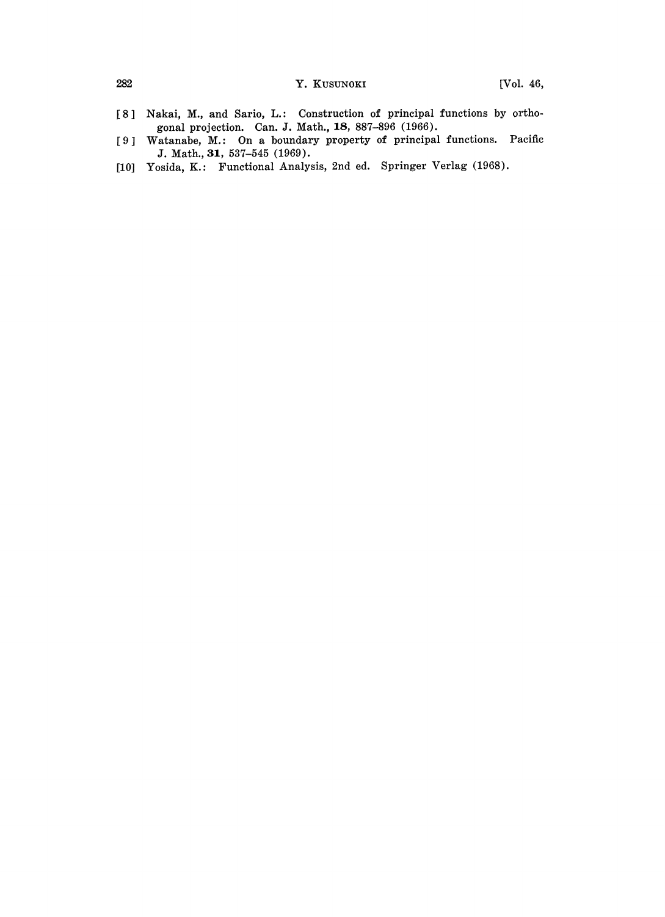[8] Nakai, M., and Sario, L.: Construction of principal functions by orthogonal projection. Can. J. Math., **18**, 887–896 (1966).

[9] Watanabe, M.: On a boundary property of principal functions. Pacific J. Math., **31**, 537–545 (1969).

[10] Yosida, K.: Functional Analysis, 2nd ed. Springer Verlag (1968).